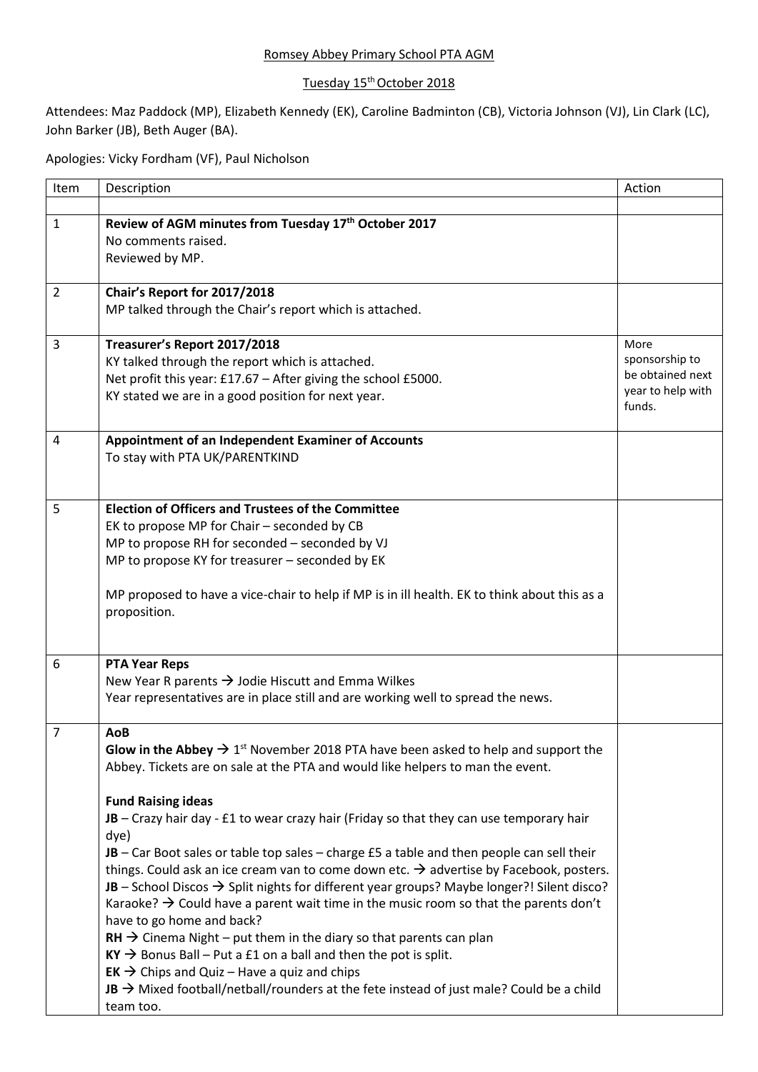Romsey Abbey Primary School PTA AGM

Tuesday 15th October 2018

Attendees: Maz Paddock (MP), Elizabeth Kennedy (EK), Caroline Badminton (CB), Victoria Johnson (VJ), Lin Clark (LC), John Barker (JB), Beth Auger (BA).

Apologies: Vicky Fordham (VF), Paul Nicholson

| Item | Description | Action |
| --- | --- | --- |
| | | |
| 1 | **Review of AGM minutes from Tuesday 17th October 2017**<br>No comments raised.<br>Reviewed by MP. | |
| 2 | **Chair's Report for 2017/2018**<br>MP talked through the Chair's report which is attached. | |
| 3 | **Treasurer's Report 2017/2018**<br>KY talked through the report which is attached.<br>Net profit this year: £17.67 – After giving the school £5000.<br>KY stated we are in a good position for next year. | More sponsorship to be obtained next year to help with funds. |
| 4 | **Appointment of an Independent Examiner of Accounts**<br>To stay with PTA UK/PARENTKIND | |
| 5 | **Election of Officers and Trustees of the Committee**<br>EK to propose MP for Chair – seconded by CB<br>MP to propose RH for seconded – seconded by VJ<br>MP to propose KY for treasurer – seconded by EK<br><br>MP proposed to have a vice-chair to help if MP is in ill health. EK to think about this as a proposition. | |
| 6 | **PTA Year Reps**<br>New Year R parents → Jodie Hiscutt and Emma Wilkes<br>Year representatives are in place still and are working well to spread the news. | |
| 7 | **AoB**<br>**Glow in the Abbey** → 1st November 2018 PTA have been asked to help and support the Abbey. Tickets are on sale at the PTA and would like helpers to man the event.<br><br>**Fund Raising ideas**<br>**JB** – Crazy hair day - £1 to wear crazy hair (Friday so that they can use temporary hair dye)<br>**JB** – Car Boot sales or table top sales – charge £5 a table and then people can sell their things. Could ask an ice cream van to come down etc. → advertise by Facebook, posters.<br>**JB** – School Discos → Split nights for different year groups? Maybe longer?! Silent disco? Karaoke? → Could have a parent wait time in the music room so that the parents don't have to go home and back?<br>**RH** → Cinema Night – put them in the diary so that parents can plan<br>**KY** → Bonus Ball – Put a £1 on a ball and then the pot is split.<br>**EK** → Chips and Quiz – Have a quiz and chips<br>**JB** → Mixed football/netball/rounders at the fete instead of just male? Could be a child team too. | |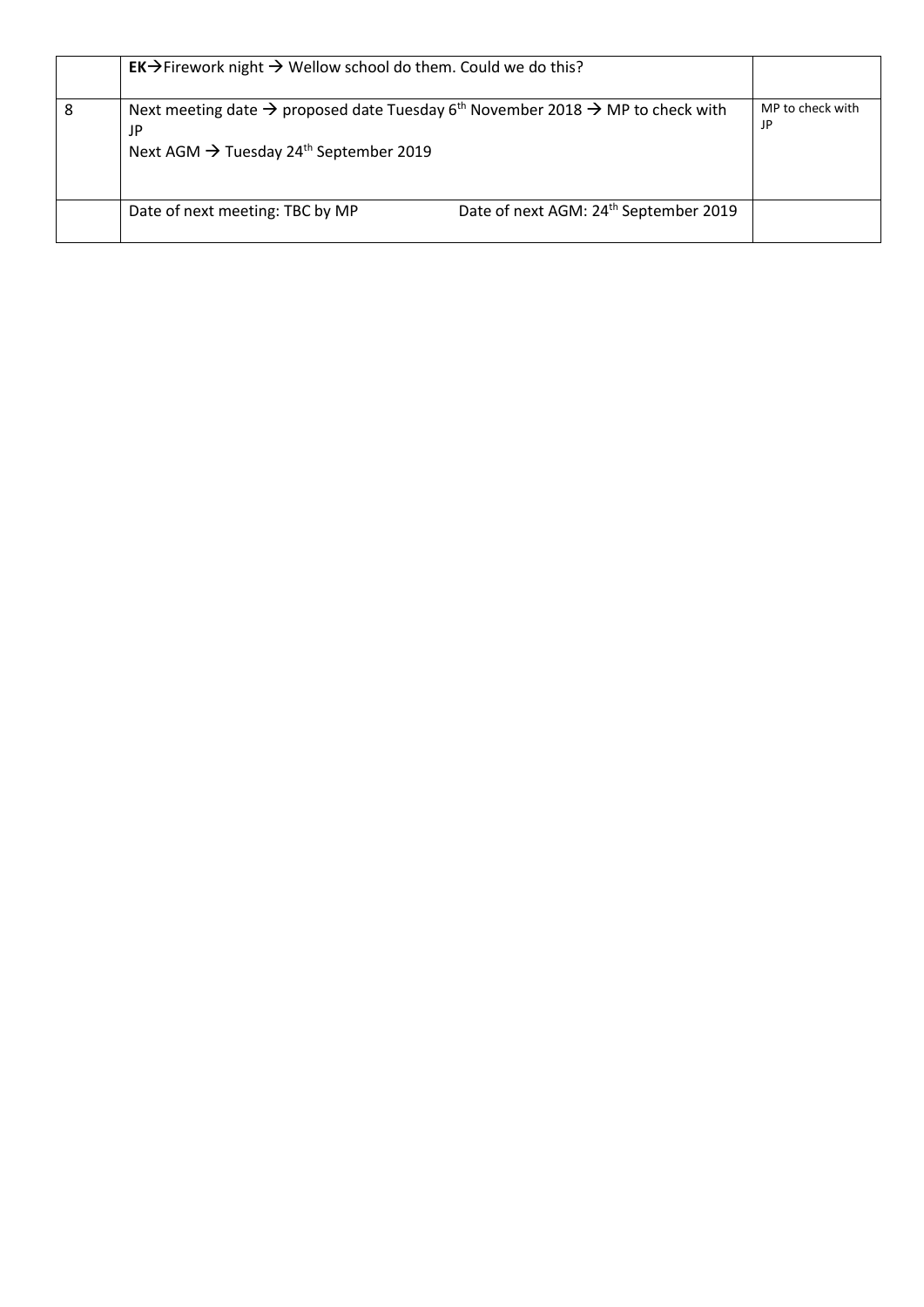| | | |
|---|---|---|
| | **EK**→Firework night → Wellow school do them. Could we do this? | |
| 8 | Next meeting date → proposed date Tuesday 6th November 2018 → MP to check with JP<br>Next AGM → Tuesday 24th September 2019 | MP to check with JP |
| | Date of next meeting: TBC by MP          Date of next AGM: 24th September 2019 | |